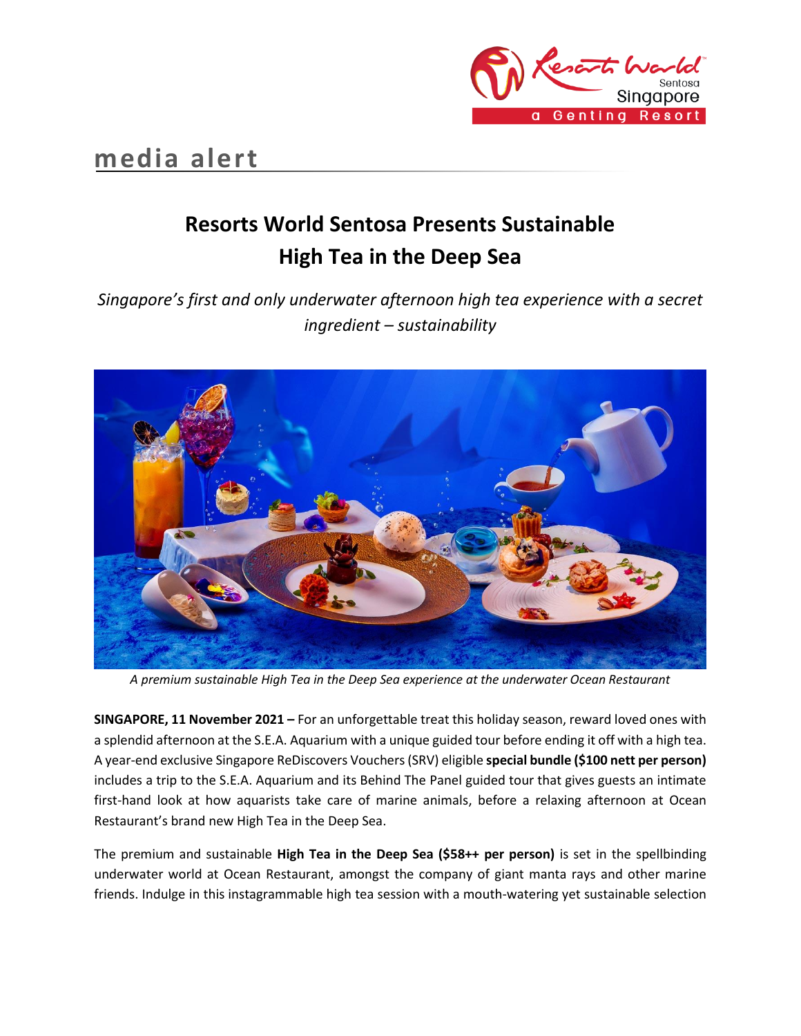media alert

# Resorts World Sentosa Presents Sustainable High Tea in the Deep Sea

*Singapore's first and only underwater afternoon high tea experience with a secret ingredient – sustainability*

*A premium sustainable High Tea in the Deep Sea experience at the underwater Ocean Restaurant*

**SINGAPORE, 11 November 2021 –** For an unforgettable treat this holiday season, reward loved ones with a splendid afternoon at the S.E.A. Aquarium with a unique guided tour before ending it off with a high tea. A year-end exclusive Singapore ReDiscovers Vouchers (SRV) eligible **special bundle ($100 nett per person)** includes a trip to the S.E.A. Aquarium and its Behind The Panel guided tour that gives guests an intimate first-hand look at how aquarists take care of marine animals, before a relaxing afternoon at Ocean Restaurant's brand new High Tea in the Deep Sea.

The premium and sustainable **High Tea in the Deep Sea ($58++ per person)** is set in the spellbinding underwater world at Ocean Restaurant, amongst the company of giant manta rays and other marine friends. Indulge in this instagrammable high tea session with a mouth-watering yet sustainable selection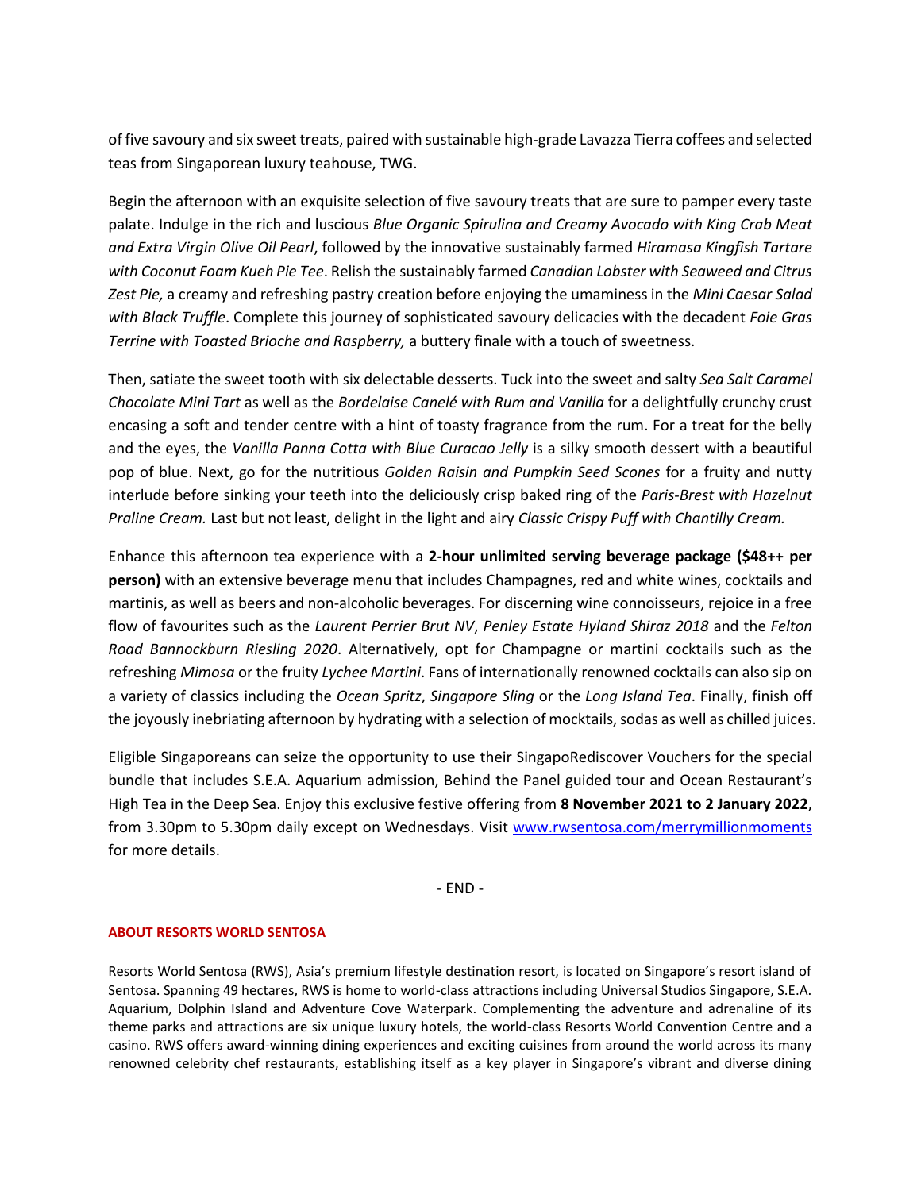of five savoury and six sweet treats, paired with sustainable high-grade Lavazza Tierra coffees and selected teas from Singaporean luxury teahouse, TWG.

Begin the afternoon with an exquisite selection of five savoury treats that are sure to pamper every taste palate. Indulge in the rich and luscious *Blue Organic Spirulina and Creamy Avocado with King Crab Meat and Extra Virgin Olive Oil Pearl*, followed by the innovative sustainably farmed *Hiramasa Kingfish Tartare with Coconut Foam Kueh Pie Tee*. Relish the sustainably farmed *Canadian Lobster with Seaweed and Citrus Zest Pie,* a creamy and refreshing pastry creation before enjoying the umaminess in the *Mini Caesar Salad with Black Truffle*. Complete this journey of sophisticated savoury delicacies with the decadent *Foie Gras Terrine with Toasted Brioche and Raspberry,* a buttery finale with a touch of sweetness.

Then, satiate the sweet tooth with six delectable desserts. Tuck into the sweet and salty *Sea Salt Caramel Chocolate Mini Tart* as well as the *Bordelaise Canelé with Rum and Vanilla* for a delightfully crunchy crust encasing a soft and tender centre with a hint of toasty fragrance from the rum. For a treat for the belly and the eyes, the *Vanilla Panna Cotta with Blue Curacao Jelly* is a silky smooth dessert with a beautiful pop of blue. Next, go for the nutritious *Golden Raisin and Pumpkin Seed Scones* for a fruity and nutty interlude before sinking your teeth into the deliciously crisp baked ring of the *Paris-Brest with Hazelnut Praline Cream.* Last but not least, delight in the light and airy *Classic Crispy Puff with Chantilly Cream.*

Enhance this afternoon tea experience with a **2-hour unlimited serving beverage package ($48++ per person)** with an extensive beverage menu that includes Champagnes, red and white wines, cocktails and martinis, as well as beers and non-alcoholic beverages. For discerning wine connoisseurs, rejoice in a free flow of favourites such as the *Laurent Perrier Brut NV*, *Penley Estate Hyland Shiraz 2018* and the *Felton Road Bannockburn Riesling 2020*. Alternatively, opt for Champagne or martini cocktails such as the refreshing *Mimosa* or the fruity *Lychee Martini*. Fans of internationally renowned cocktails can also sip on a variety of classics including the *Ocean Spritz*, *Singapore Sling* or the *Long Island Tea*. Finally, finish off the joyously inebriating afternoon by hydrating with a selection of mocktails, sodas as well as chilled juices.

Eligible Singaporeans can seize the opportunity to use their SingapoRediscover Vouchers for the special bundle that includes S.E.A. Aquarium admission, Behind the Panel guided tour and Ocean Restaurant's High Tea in the Deep Sea. Enjoy this exclusive festive offering from **8 November 2021 to 2 January 2022**, from 3.30pm to 5.30pm daily except on Wednesdays. Visit [www.rwsentosa.com/merrymillionmoments](www.rwsentosa.com/merrymillionmoments) for more details.

- END -

**ABOUT RESORTS WORLD SENTOSA**

Resorts World Sentosa (RWS), Asia's premium lifestyle destination resort, is located on Singapore's resort island of Sentosa. Spanning 49 hectares, RWS is home to world-class attractions including Universal Studios Singapore, S.E.A. Aquarium, Dolphin Island and Adventure Cove Waterpark. Complementing the adventure and adrenaline of its theme parks and attractions are six unique luxury hotels, the world-class Resorts World Convention Centre and a casino. RWS offers award-winning dining experiences and exciting cuisines from around the world across its many renowned celebrity chef restaurants, establishing itself as a key player in Singapore's vibrant and diverse dining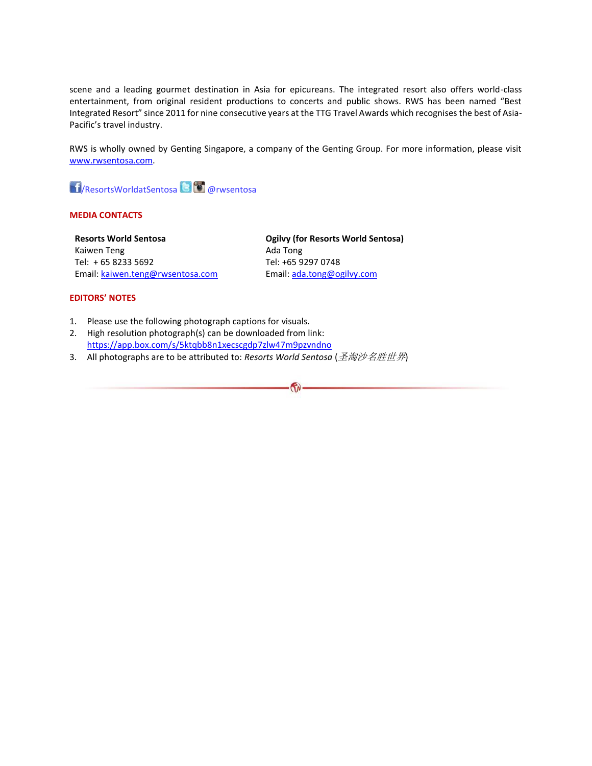scene and a leading gourmet destination in Asia for epicureans. The integrated resort also offers world-class entertainment, from original resident productions to concerts and public shows. RWS has been named "Best Integrated Resort" since 2011 for nine consecutive years at the TTG Travel Awards which recognises the best of Asia-Pacific's travel industry.

RWS is wholly owned by Genting Singapore, a company of the Genting Group. For more information, please visit www.rwsentosa.com.

/ResortsWorldatSentosa @rwsentosa

**MEDIA CONTACTS**

**Resorts World Sentosa**
Kaiwen Teng
Tel: + 65 8233 5692
Email: kaiwen.teng@rwsentosa.com

**Ogilvy (for Resorts World Sentosa)**
Ada Tong
Tel: +65 9297 0748
Email: ada.tong@ogilvy.com

**EDITORS' NOTES**

1. Please use the following photograph captions for visuals.
2. High resolution photograph(s) can be downloaded from link: https://app.box.com/s/5ktqbb8n1xecscgdp7zlw47m9pzvndno
3. All photographs are to be attributed to: *Resorts World Sentosa* (*圣淘沙名胜世界*)